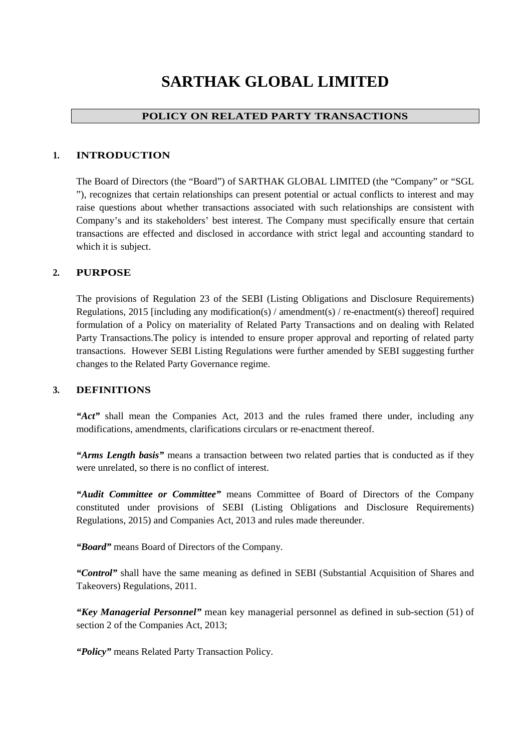# SARTHAK GLOBAL LIMITED

## POLICY ON RELATED PARTY TRANSACTIONS

### 1. INTRODUCTION

The Board of Directors (the "Board") of SARTHAK GLOBAL LIMITED (the "Company" or "SGL "), recognizes that certain relationships can present potential or actual conflicts to interest and may raise questions about whether transactions associated with such relationships are consistent with Company's and its stakeholders' best interest. The Company must specifically ensure that certain transactions are effected and disclosed in accordance with strict legal and accounting standard to which it is subject.

### 2. PURPOSE

The provisions of Regulation 23 of the SEBI (Listing Obligations and Disclosure Requirements) Regulations, 2015 [including any modification(s) / amendment(s) / re-enactment(s) thereof] required formulation of a Policy on materiality of Related Party Transactions and on dealing with Related Party Transactions.The policy is intended to ensure proper approval and reporting of related party transactions. However SEBI Listing Regulations were further amended by SEBI suggesting further changes to the Related Party Governance regime.

### 3. DEFINITIONS

***"Act"*** shall mean the Companies Act, 2013 and the rules framed there under, including any modifications, amendments, clarifications circulars or re-enactment thereof.

***"Arms Length basis"*** means a transaction between two related parties that is conducted as if they were unrelated, so there is no conflict of interest.

***"Audit Committee or Committee"*** means Committee of Board of Directors of the Company constituted under provisions of SEBI (Listing Obligations and Disclosure Requirements) Regulations, 2015) and Companies Act, 2013 and rules made thereunder.

***"Board"*** means Board of Directors of the Company.

***"Control"*** shall have the same meaning as defined in SEBI (Substantial Acquisition of Shares and Takeovers) Regulations, 2011.

***"Key Managerial Personnel"*** mean key managerial personnel as defined in sub-section (51) of section 2 of the Companies Act, 2013;

***"Policy"*** means Related Party Transaction Policy.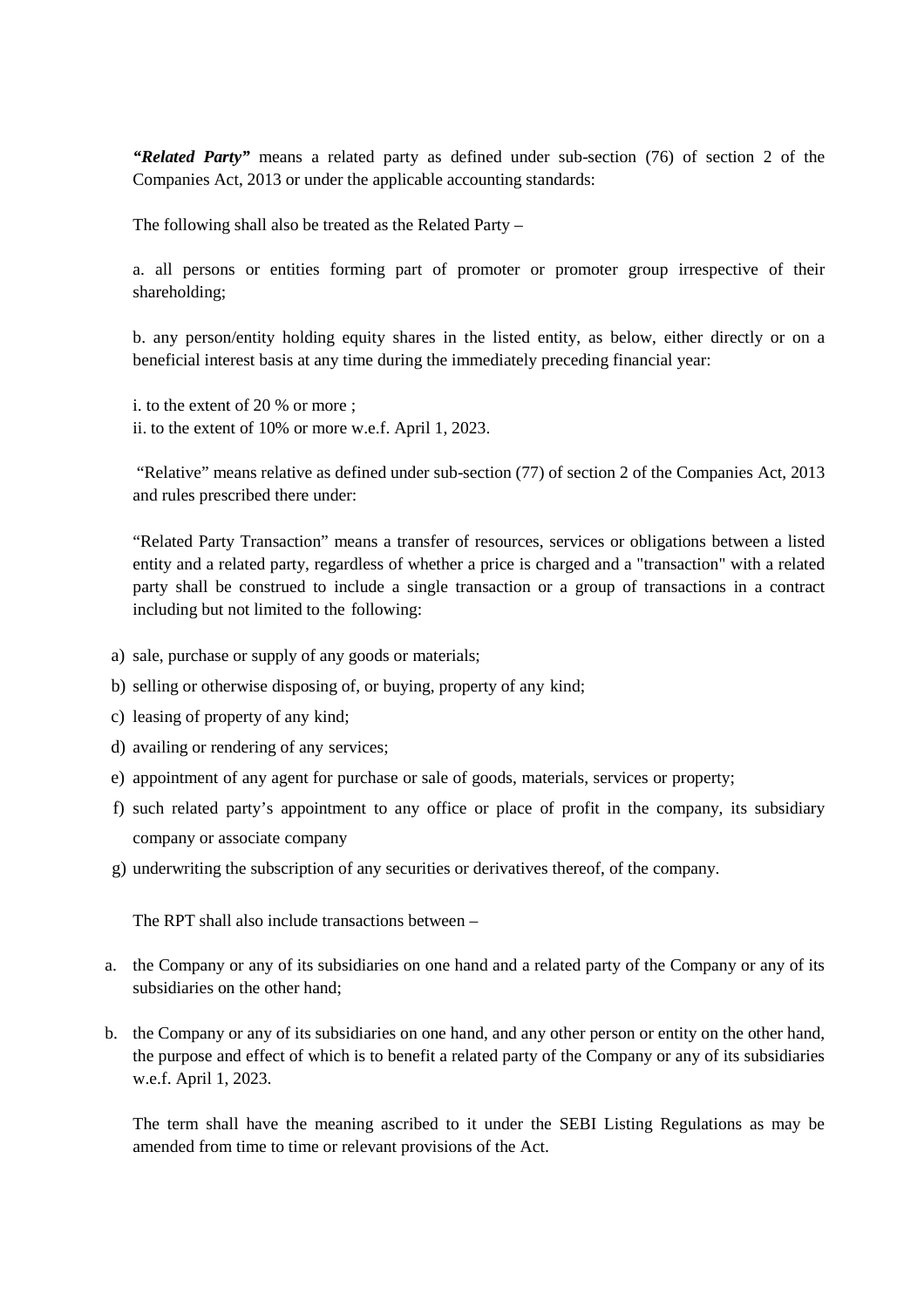***"Related Party"*** means a related party as defined under sub-section (76) of section 2 of the Companies Act, 2013 or under the applicable accounting standards:

The following shall also be treated as the Related Party –

a. all persons or entities forming part of promoter or promoter group irrespective of their shareholding;

b. any person/entity holding equity shares in the listed entity, as below, either directly or on a beneficial interest basis at any time during the immediately preceding financial year:

i. to the extent of 20 % or more ;
ii. to the extent of 10% or more w.e.f. April 1, 2023.

"Relative" means relative as defined under sub-section (77) of section 2 of the Companies Act, 2013 and rules prescribed there under:

"Related Party Transaction" means a transfer of resources, services or obligations between a listed entity and a related party, regardless of whether a price is charged and a "transaction" with a related party shall be construed to include a single transaction or a group of transactions in a contract including but not limited to the following:

a) sale, purchase or supply of any goods or materials;
b) selling or otherwise disposing of, or buying, property of any kind;
c) leasing of property of any kind;
d) availing or rendering of any services;
e) appointment of any agent for purchase or sale of goods, materials, services or property;
f) such related party's appointment to any office or place of profit in the company, its subsidiary company or associate company
g) underwriting the subscription of any securities or derivatives thereof, of the company.

The RPT shall also include transactions between –

a. the Company or any of its subsidiaries on one hand and a related party of the Company or any of its subsidiaries on the other hand;

b. the Company or any of its subsidiaries on one hand, and any other person or entity on the other hand, the purpose and effect of which is to benefit a related party of the Company or any of its subsidiaries w.e.f. April 1, 2023.

The term shall have the meaning ascribed to it under the SEBI Listing Regulations as may be amended from time to time or relevant provisions of the Act.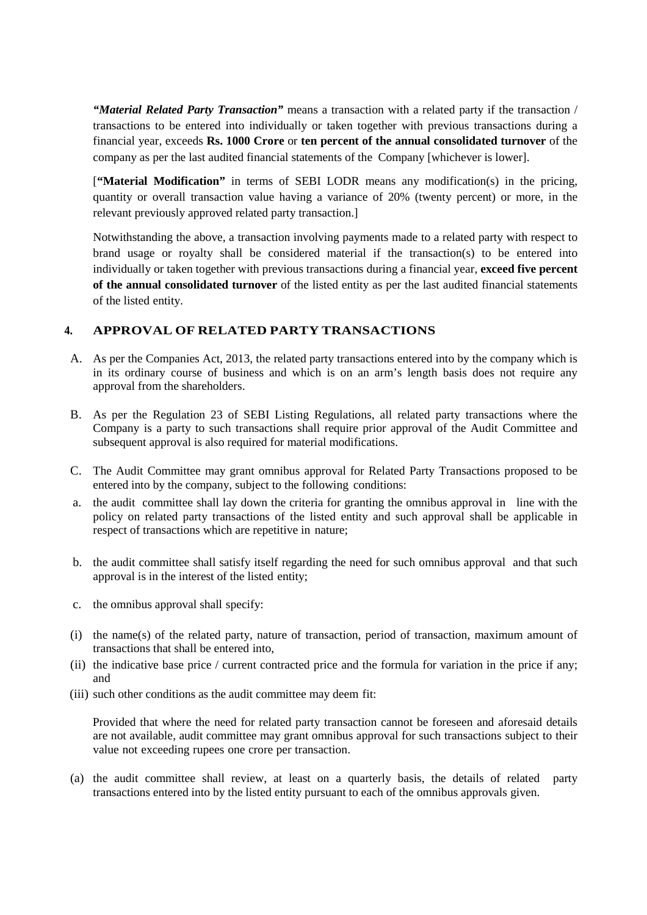***"Material Related Party Transaction"*** means a transaction with a related party if the transaction / transactions to be entered into individually or taken together with previous transactions during a financial year, exceeds **Rs. 1000 Crore** or **ten percent of the annual consolidated turnover** of the company as per the last audited financial statements of the Company [whichever is lower].

[**"Material Modification"** in terms of SEBI LODR means any modification(s) in the pricing, quantity or overall transaction value having a variance of 20% (twenty percent) or more, in the relevant previously approved related party transaction.]

Notwithstanding the above, a transaction involving payments made to a related party with respect to brand usage or royalty shall be considered material if the transaction(s) to be entered into individually or taken together with previous transactions during a financial year, **exceed five percent of the annual consolidated turnover** of the listed entity as per the last audited financial statements of the listed entity.

## 4. APPROVAL OF RELATED PARTY TRANSACTIONS

A. As per the Companies Act, 2013, the related party transactions entered into by the company which is in its ordinary course of business and which is on an arm's length basis does not require any approval from the shareholders.

B. As per the Regulation 23 of SEBI Listing Regulations, all related party transactions where the Company is a party to such transactions shall require prior approval of the Audit Committee and subsequent approval is also required for material modifications.

C. The Audit Committee may grant omnibus approval for Related Party Transactions proposed to be entered into by the company, subject to the following conditions:

a. the audit committee shall lay down the criteria for granting the omnibus approval in line with the policy on related party transactions of the listed entity and such approval shall be applicable in respect of transactions which are repetitive in nature;

b. the audit committee shall satisfy itself regarding the need for such omnibus approval and that such approval is in the interest of the listed entity;

c. the omnibus approval shall specify:

(i) the name(s) of the related party, nature of transaction, period of transaction, maximum amount of transactions that shall be entered into,

(ii) the indicative base price / current contracted price and the formula for variation in the price if any; and

(iii) such other conditions as the audit committee may deem fit:

Provided that where the need for related party transaction cannot be foreseen and aforesaid details are not available, audit committee may grant omnibus approval for such transactions subject to their value not exceeding rupees one crore per transaction.

(a) the audit committee shall review, at least on a quarterly basis, the details of related party transactions entered into by the listed entity pursuant to each of the omnibus approvals given.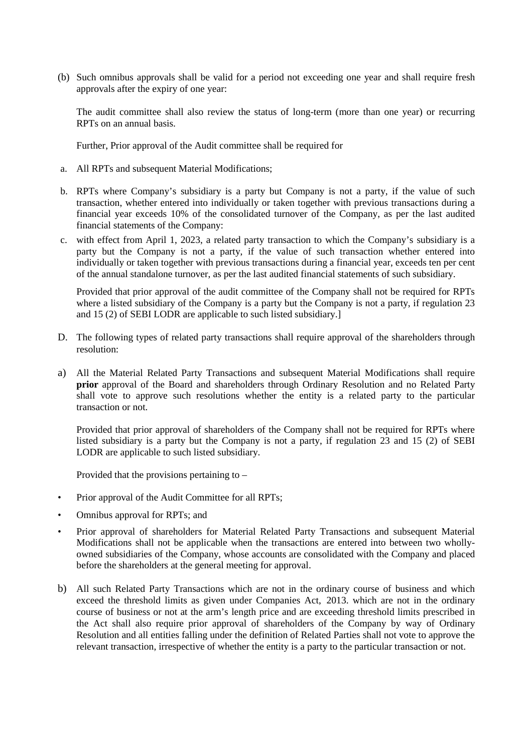(b) Such omnibus approvals shall be valid for a period not exceeding one year and shall require fresh approvals after the expiry of one year:

The audit committee shall also review the status of long-term (more than one year) or recurring RPTs on an annual basis.

Further, Prior approval of the Audit committee shall be required for

a. All RPTs and subsequent Material Modifications;

b. RPTs where Company's subsidiary is a party but Company is not a party, if the value of such transaction, whether entered into individually or taken together with previous transactions during a financial year exceeds 10% of the consolidated turnover of the Company, as per the last audited financial statements of the Company:

c. with effect from April 1, 2023, a related party transaction to which the Company's subsidiary is a party but the Company is not a party, if the value of such transaction whether entered into individually or taken together with previous transactions during a financial year, exceeds ten per cent of the annual standalone turnover, as per the last audited financial statements of such subsidiary.

Provided that prior approval of the audit committee of the Company shall not be required for RPTs where a listed subsidiary of the Company is a party but the Company is not a party, if regulation 23 and 15 (2) of SEBI LODR are applicable to such listed subsidiary.]

D. The following types of related party transactions shall require approval of the shareholders through resolution:

a) All the Material Related Party Transactions and subsequent Material Modifications shall require **prior** approval of the Board and shareholders through Ordinary Resolution and no Related Party shall vote to approve such resolutions whether the entity is a related party to the particular transaction or not.

Provided that prior approval of shareholders of the Company shall not be required for RPTs where listed subsidiary is a party but the Company is not a party, if regulation 23 and 15 (2) of SEBI LODR are applicable to such listed subsidiary.

Provided that the provisions pertaining to –

- Prior approval of the Audit Committee for all RPTs;
- Omnibus approval for RPTs; and
- Prior approval of shareholders for Material Related Party Transactions and subsequent Material Modifications shall not be applicable when the transactions are entered into between two wholly-owned subsidiaries of the Company, whose accounts are consolidated with the Company and placed before the shareholders at the general meeting for approval.

b) All such Related Party Transactions which are not in the ordinary course of business and which exceed the threshold limits as given under Companies Act, 2013. which are not in the ordinary course of business or not at the arm's length price and are exceeding threshold limits prescribed in the Act shall also require prior approval of shareholders of the Company by way of Ordinary Resolution and all entities falling under the definition of Related Parties shall not vote to approve the relevant transaction, irrespective of whether the entity is a party to the particular transaction or not.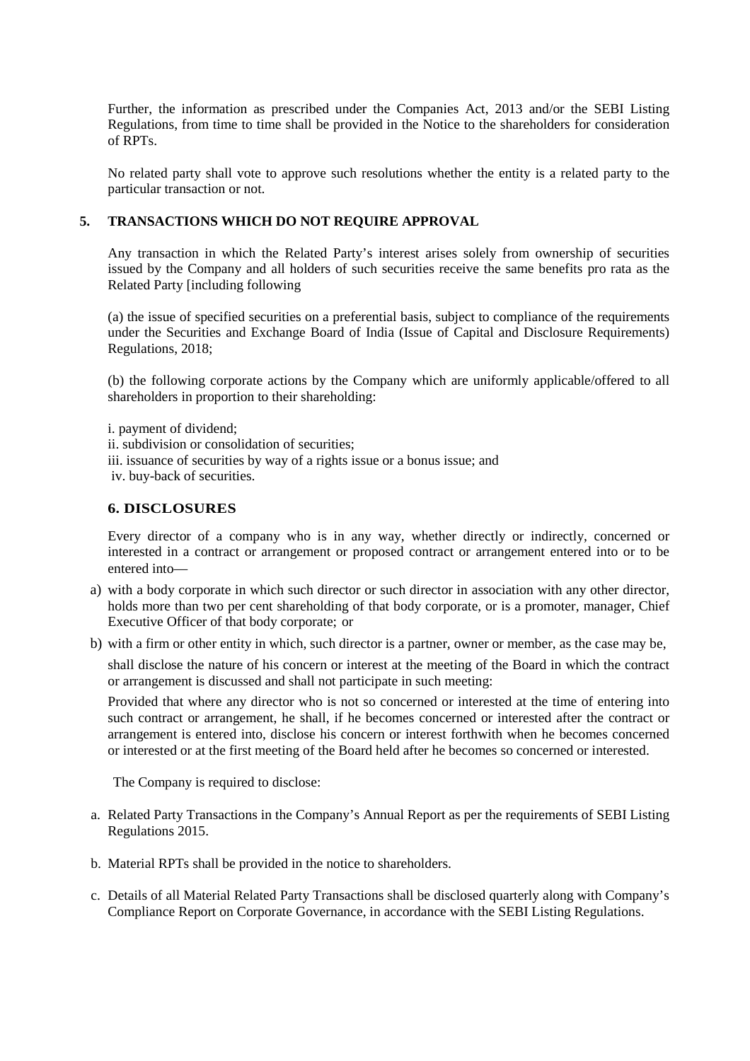Further, the information as prescribed under the Companies Act, 2013 and/or the SEBI Listing Regulations, from time to time shall be provided in the Notice to the shareholders for consideration of RPTs.

No related party shall vote to approve such resolutions whether the entity is a related party to the particular transaction or not.

## 5. TRANSACTIONS WHICH DO NOT REQUIRE APPROVAL

Any transaction in which the Related Party's interest arises solely from ownership of securities issued by the Company and all holders of such securities receive the same benefits pro rata as the Related Party [including following

(a) the issue of specified securities on a preferential basis, subject to compliance of the requirements under the Securities and Exchange Board of India (Issue of Capital and Disclosure Requirements) Regulations, 2018;

(b) the following corporate actions by the Company which are uniformly applicable/offered to all shareholders in proportion to their shareholding:

i. payment of dividend;
ii. subdivision or consolidation of securities;
iii. issuance of securities by way of a rights issue or a bonus issue; and
iv. buy-back of securities.

## 6. DISCLOSURES

Every director of a company who is in any way, whether directly or indirectly, concerned or interested in a contract or arrangement or proposed contract or arrangement entered into or to be entered into—

a) with a body corporate in which such director or such director in association with any other director, holds more than two per cent shareholding of that body corporate, or is a promoter, manager, Chief Executive Officer of that body corporate; or

b) with a firm or other entity in which, such director is a partner, owner or member, as the case may be,

shall disclose the nature of his concern or interest at the meeting of the Board in which the contract or arrangement is discussed and shall not participate in such meeting:

Provided that where any director who is not so concerned or interested at the time of entering into such contract or arrangement, he shall, if he becomes concerned or interested after the contract or arrangement is entered into, disclose his concern or interest forthwith when he becomes concerned or interested or at the first meeting of the Board held after he becomes so concerned or interested.

The Company is required to disclose:

a. Related Party Transactions in the Company's Annual Report as per the requirements of SEBI Listing Regulations 2015.

b. Material RPTs shall be provided in the notice to shareholders.

c. Details of all Material Related Party Transactions shall be disclosed quarterly along with Company's Compliance Report on Corporate Governance, in accordance with the SEBI Listing Regulations.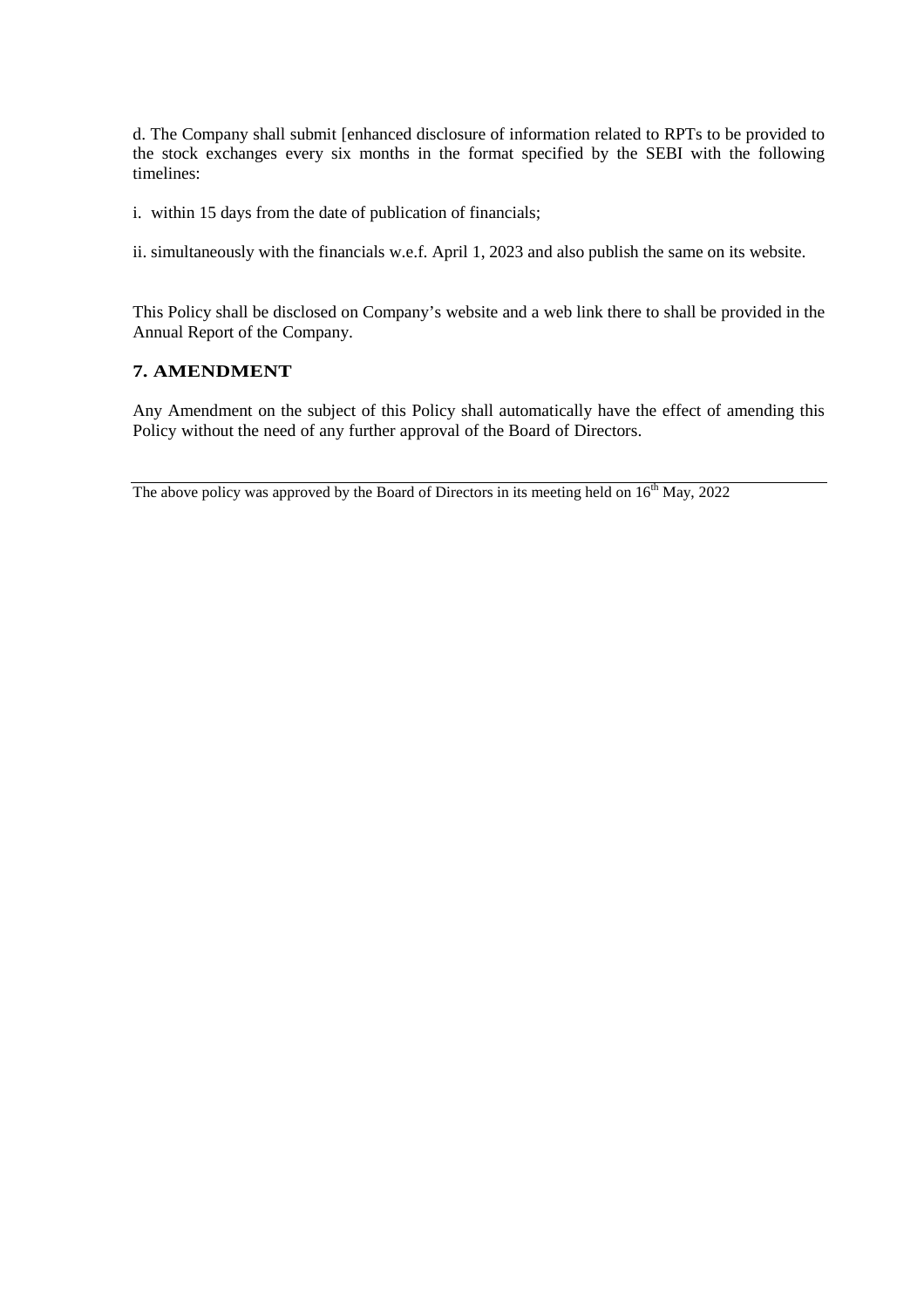d. The Company shall submit [enhanced disclosure of information related to RPTs to be provided to the stock exchanges every six months in the format specified by the SEBI with the following timelines:

i. within 15 days from the date of publication of financials;

ii. simultaneously with the financials w.e.f. April 1, 2023 and also publish the same on its website.

This Policy shall be disclosed on Company's website and a web link there to shall be provided in the Annual Report of the Company.

## 7. AMENDMENT

Any Amendment on the subject of this Policy shall automatically have the effect of amending this Policy without the need of any further approval of the Board of Directors.

---

The above policy was approved by the Board of Directors in its meeting held on 16th May, 2022